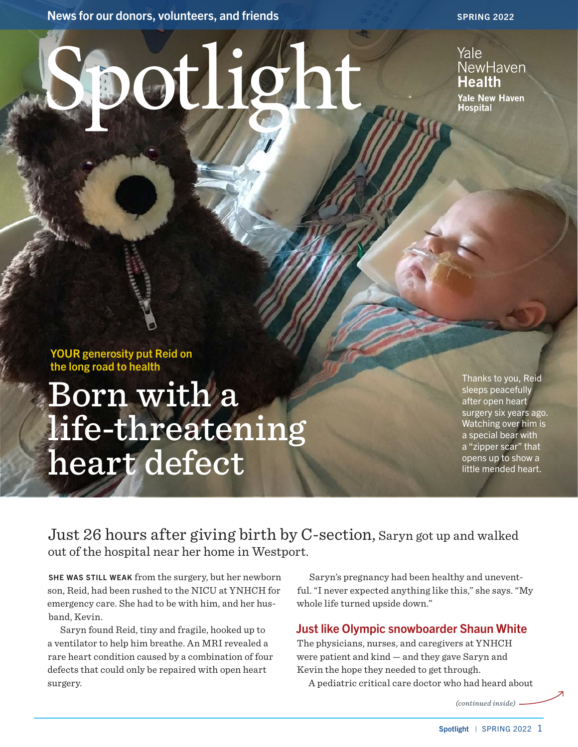News for our donors, volunteers, and friends

SPRING 2022

# Spotlight

Yale NewHaven Health

Yale New Haven Hospital

YOUR generosity put Reid on the long road to health

## Born with a life-threatening heart defect

Thanks to you, Reid sleeps peacefully after open heart surgery six years ago. Watching over him is a special bear with a "zipper scar" that opens up to show a little mended heart.

Just 26 hours after giving birth by C-section, Saryn got up and walked out of the hospital near her home in Westport.

**SHE WAS STILL WEAK** from the surgery, but her newborn son, Reid, had been rushed to the NICU at YNHCH for emergency care. She had to be with him, and her husband, Kevin.

Saryn found Reid, tiny and fragile, hooked up to a ventilator to help him breathe. An MRI revealed a rare heart condition caused by a combination of four defects that could only be repaired with open heart surgery.

Saryn's pregnancy had been healthy and uneventful. "I never expected anything like this," she says. "My whole life turned upside down."

### Just like Olympic snowboarder Shaun White

The physicians, nurses, and caregivers at YNHCH were patient and kind — and they gave Saryn and Kevin the hope they needed to get through.

A pediatric critical care doctor who had heard about

*(continued inside)*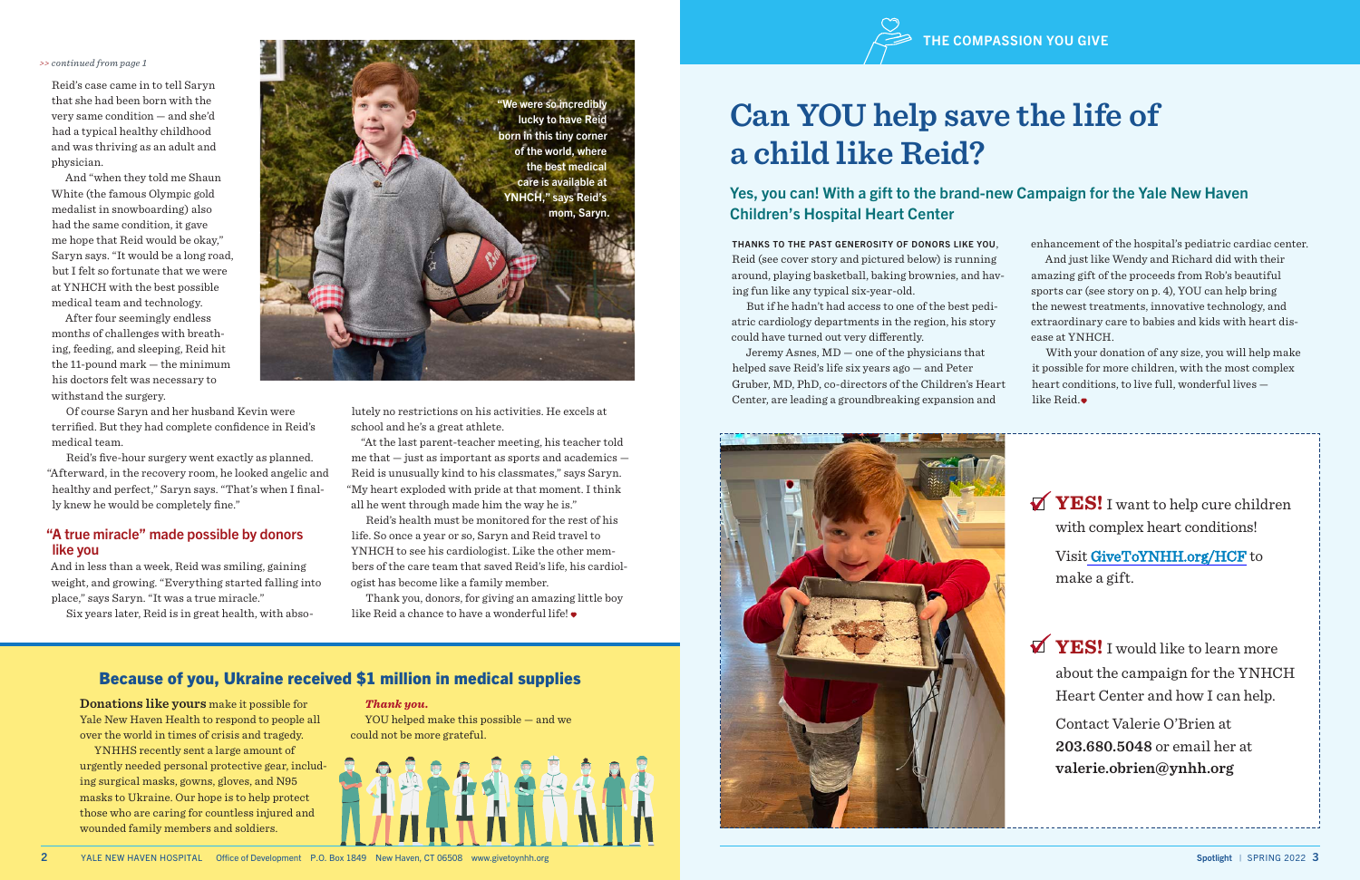>> *continued from page 1*

Reid's case came in to tell Saryn that she had been born with the very same condition — and she'd had a typical healthy childhood and was thriving as an adult and physician.

And "when they told me Shaun White (the famous Olympic gold medalist in snowboarding) also had the same condition, it gave me hope that Reid would be okay," Saryn says. "It would be a long road, but I felt so fortunate that we were at YNHCH with the best possible medical team and technology.

After four seemingly endless months of challenges with breathing, feeding, and sleeping, Reid hit the 11-pound mark — the minimum his doctors felt was necessary to withstand the surgery.

Of course Saryn and her husband Kevin were terrified. But they had complete confidence in Reid's medical team.

Reid's five-hour surgery went exactly as planned. "Afterward, in the recovery room, he looked angelic and healthy and perfect," Saryn says. "That's when I finally knew he would be completely fine."

"We were so incredibly lucky to have Reid born in this tiny corner of the world, where the best medical care is available at YNHCH," says Reid's mom, Saryn.

### "A true miracle" made possible by donors like you

And in less than a week, Reid was smiling, gaining weight, and growing. "Everything started falling into place," says Saryn. "It was a true miracle."

Six years later, Reid is in great health, with absolutely no restrictions on his activities. He excels at school and he's a great athlete.

"At the last parent-teacher meeting, his teacher told me that — just as important as sports and academics — Reid is unusually kind to his classmates," says Saryn. "My heart exploded with pride at that moment. I think all he went through made him the way he is."

Reid's health must be monitored for the rest of his life. So once a year or so, Saryn and Reid travel to YNHCH to see his cardiologist. Like the other members of the care team that saved Reid's life, his cardiologist has become like a family member.

Thank you, donors, for giving an amazing little boy like Reid a chance to have a wonderful life!

## Because of you, Ukraine received $1 million in medical supplies

**Donations like yours** make it possible for Yale New Haven Health to respond to people all over the world in times of crisis and tragedy.

YNHHS recently sent a large amount of urgently needed personal protective gear, including surgical masks, gowns, gloves, and N95 masks to Ukraine. Our hope is to help protect those who are caring for countless injured and wounded family members and soldiers.

***Thank you.***

YOU helped make this possible — and we could not be more grateful.

YALE NEW HAVEN HOSPITAL Office of Development P.O. Box 1849 New Haven, CT 06508 www.givetoynhh.org

THE COMPASSION YOU GIVE

# Can YOU help save the life of a child like Reid?

### Yes, you can! With a gift to the brand-new Campaign for the Yale New Haven Children's Hospital Heart Center

**THANKS TO THE PAST GENEROSITY OF DONORS LIKE YOU**, Reid (see cover story and pictured below) is running around, playing basketball, baking brownies, and having fun like any typical six-year-old.

But if he hadn't had access to one of the best pediatric cardiology departments in the region, his story could have turned out very differently.

Jeremy Asnes, MD — one of the physicians that helped save Reid's life six years ago — and Peter Gruber, MD, PhD, co-directors of the Children's Heart Center, are leading a groundbreaking expansion and enhancement of the hospital's pediatric cardiac center.

And just like Wendy and Richard did with their amazing gift of the proceeds from Rob's beautiful sports car (see story on p. 4), YOU can help bring the newest treatments, innovative technology, and extraordinary care to babies and kids with heart disease at YNHCH.

With your donation of any size, you will help make it possible for more children, with the most complex heart conditions, to live full, wonderful lives — like Reid.

☑ **YES!** I want to help cure children with complex heart conditions!

Visit GiveToYNHH.org/HCF to make a gift.

☑ **YES!** I would like to learn more about the campaign for the YNHCH Heart Center and how I can help.

Contact Valerie O'Brien at **203.680.5048** or email her at **valerie.obrien@ynhh.org**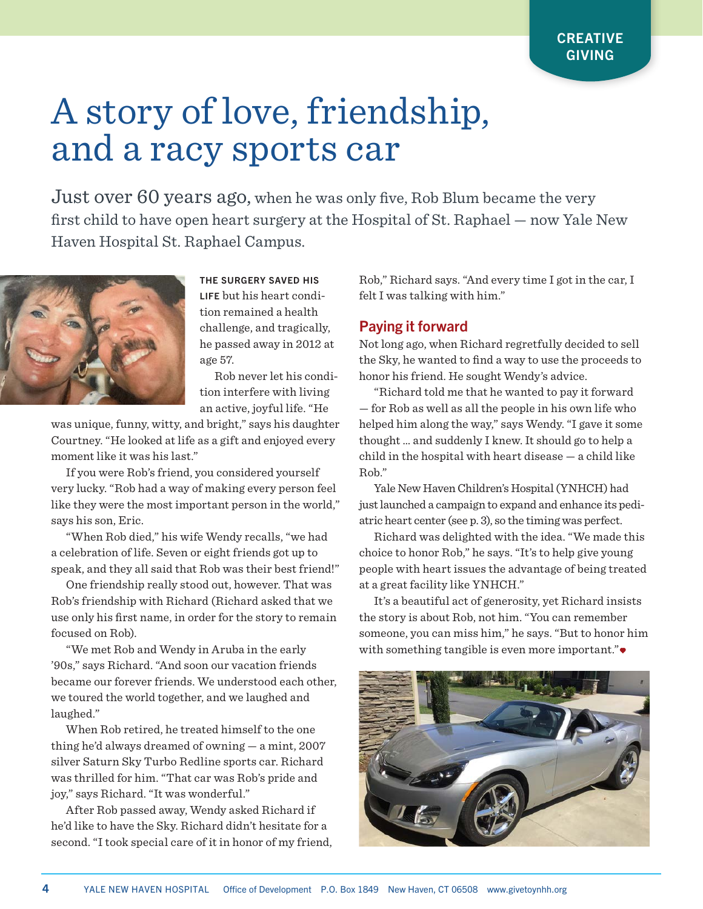CREATIVE GIVING

# A story of love, friendship, and a racy sports car

Just over 60 years ago, when he was only five, Rob Blum became the very first child to have open heart surgery at the Hospital of St. Raphael — now Yale New Haven Hospital St. Raphael Campus.

**THE SURGERY SAVED HIS LIFE** but his heart condition remained a health challenge, and tragically, he passed away in 2012 at age 57.

Rob never let his condition interfere with living an active, joyful life. "He was unique, funny, witty, and bright," says his daughter Courtney. "He looked at life as a gift and enjoyed every moment like it was his last."

If you were Rob's friend, you considered yourself very lucky. "Rob had a way of making every person feel like they were the most important person in the world," says his son, Eric.

"When Rob died," his wife Wendy recalls, "we had a celebration of life. Seven or eight friends got up to speak, and they all said that Rob was their best friend!"

One friendship really stood out, however. That was Rob's friendship with Richard (Richard asked that we use only his first name, in order for the story to remain focused on Rob).

"We met Rob and Wendy in Aruba in the early '90s," says Richard. "And soon our vacation friends became our forever friends. We understood each other, we toured the world together, and we laughed and laughed."

When Rob retired, he treated himself to the one thing he'd always dreamed of owning — a mint, 2007 silver Saturn Sky Turbo Redline sports car. Richard was thrilled for him. "That car was Rob's pride and joy," says Richard. "It was wonderful."

After Rob passed away, Wendy asked Richard if he'd like to have the Sky. Richard didn't hesitate for a second. "I took special care of it in honor of my friend, Rob," Richard says. "And every time I got in the car, I felt I was talking with him."

## Paying it forward

Not long ago, when Richard regretfully decided to sell the Sky, he wanted to find a way to use the proceeds to honor his friend. He sought Wendy's advice.

"Richard told me that he wanted to pay it forward — for Rob as well as all the people in his own life who helped him along the way," says Wendy. "I gave it some thought ... and suddenly I knew. It should go to help a child in the hospital with heart disease — a child like Rob."

Yale New Haven Children's Hospital (YNHCH) had just launched a campaign to expand and enhance its pediatric heart center (see p. 3), so the timing was perfect.

Richard was delighted with the idea. "We made this choice to honor Rob," he says. "It's to help give young people with heart issues the advantage of being treated at a great facility like YNHCH."

It's a beautiful act of generosity, yet Richard insists the story is about Rob, not him. "You can remember someone, you can miss him," he says. "But to honor him with something tangible is even more important."